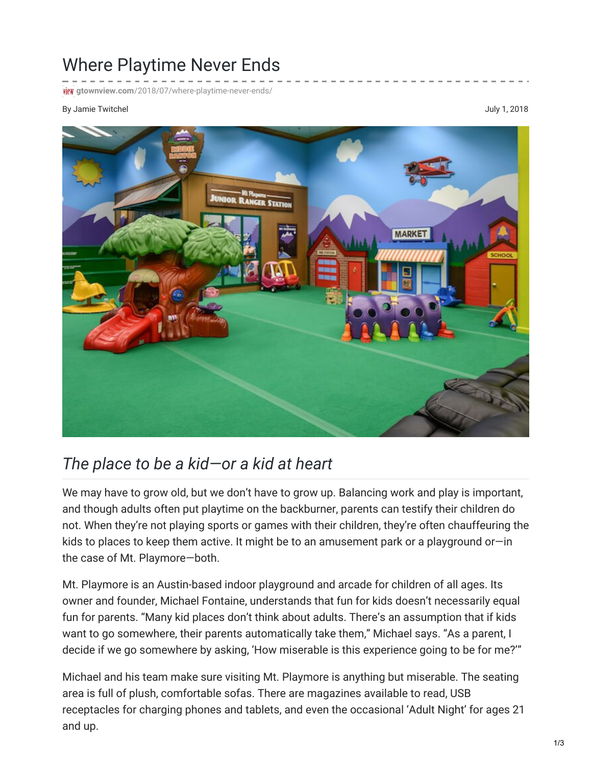# Where Playtime Never Ends

gtownview.com/2018/07/where-playtime-never-ends/

By Jamie Twitchel

July 1, 2018

## *The place to be a kid—or a kid at heart*

We may have to grow old, but we don't have to grow up. Balancing work and play is important, and though adults often put playtime on the backburner, parents can testify their children do not. When they're not playing sports or games with their children, they're often chauffeuring the kids to places to keep them active. It might be to an amusement park or a playground or—in the case of Mt. Playmore—both.

Mt. Playmore is an Austin-based indoor playground and arcade for children of all ages. Its owner and founder, Michael Fontaine, understands that fun for kids doesn't necessarily equal fun for parents. "Many kid places don't think about adults. There's an assumption that if kids want to go somewhere, their parents automatically take them," Michael says. "As a parent, I decide if we go somewhere by asking, 'How miserable is this experience going to be for me?'"

Michael and his team make sure visiting Mt. Playmore is anything but miserable. The seating area is full of plush, comfortable sofas. There are magazines available to read, USB receptacles for charging phones and tablets, and even the occasional 'Adult Night' for ages 21 and up.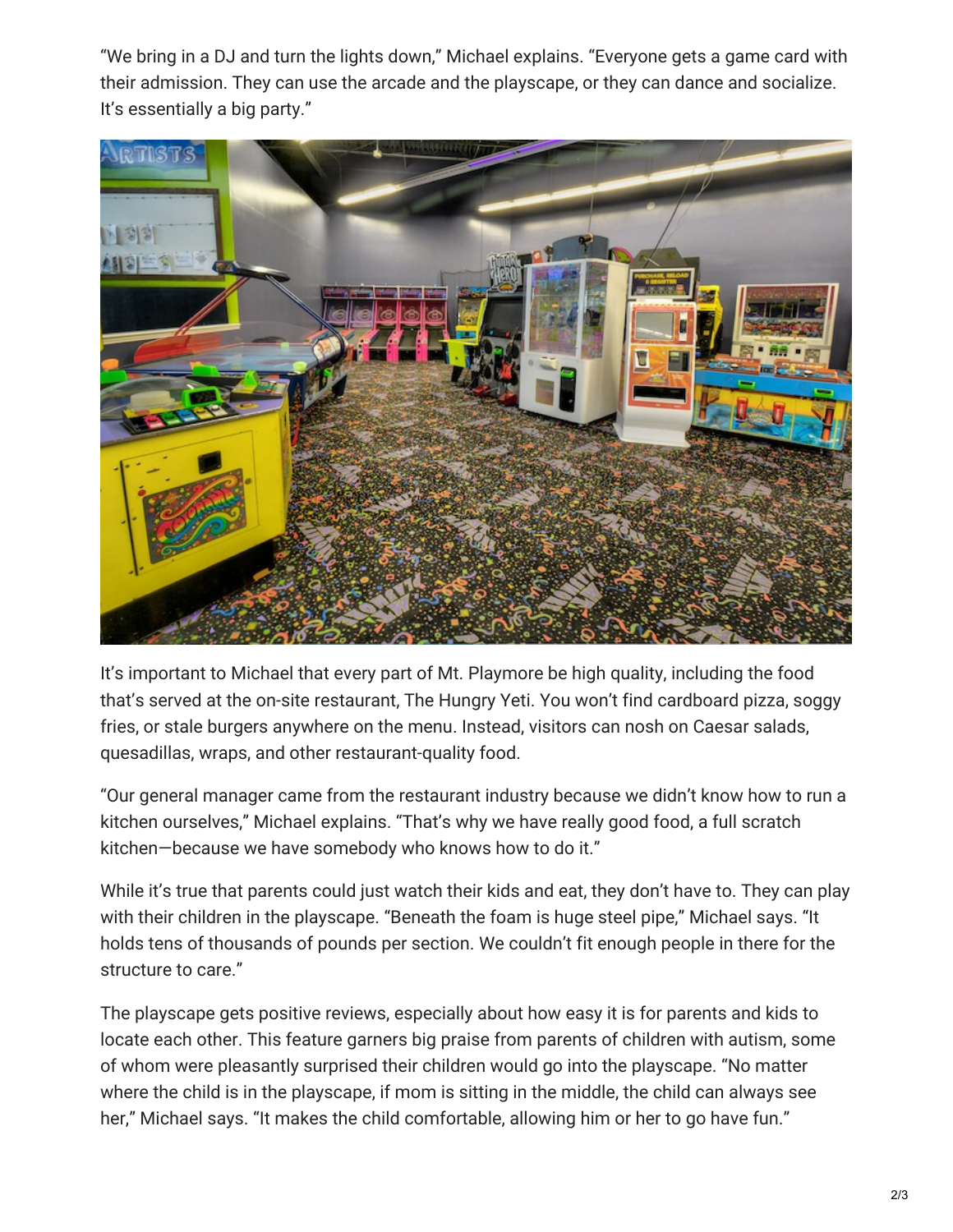"We bring in a DJ and turn the lights down," Michael explains. "Everyone gets a game card with their admission. They can use the arcade and the playscape, or they can dance and socialize. It's essentially a big party."

It's important to Michael that every part of Mt. Playmore be high quality, including the food that's served at the on-site restaurant, The Hungry Yeti. You won't find cardboard pizza, soggy fries, or stale burgers anywhere on the menu. Instead, visitors can nosh on Caesar salads, quesadillas, wraps, and other restaurant-quality food.

"Our general manager came from the restaurant industry because we didn't know how to run a kitchen ourselves," Michael explains. "That's why we have really good food, a full scratch kitchen—because we have somebody who knows how to do it."

While it's true that parents could just watch their kids and eat, they don't have to. They can play with their children in the playscape. "Beneath the foam is huge steel pipe," Michael says. "It holds tens of thousands of pounds per section. We couldn't fit enough people in there for the structure to care."

The playscape gets positive reviews, especially about how easy it is for parents and kids to locate each other. This feature garners big praise from parents of children with autism, some of whom were pleasantly surprised their children would go into the playscape. "No matter where the child is in the playscape, if mom is sitting in the middle, the child can always see her," Michael says. "It makes the child comfortable, allowing him or her to go have fun."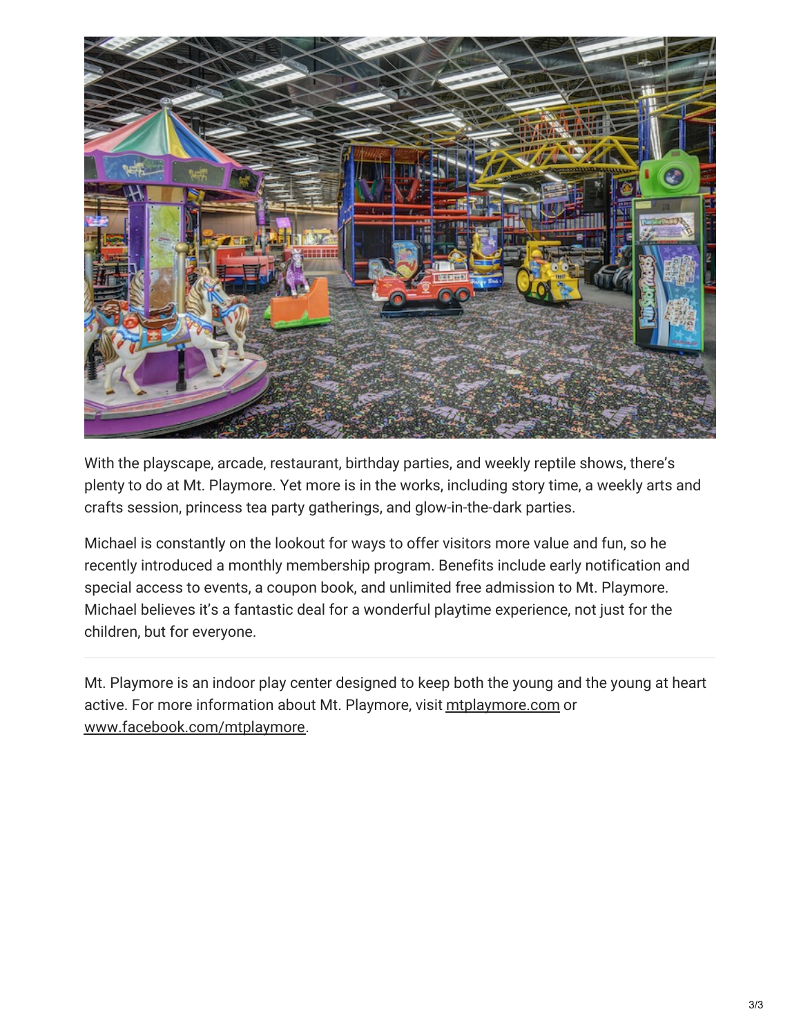With the playscape, arcade, restaurant, birthday parties, and weekly reptile shows, there's plenty to do at Mt. Playmore. Yet more is in the works, including story time, a weekly arts and crafts session, princess tea party gatherings, and glow-in-the-dark parties.

Michael is constantly on the lookout for ways to offer visitors more value and fun, so he recently introduced a monthly membership program. Benefits include early notification and special access to events, a coupon book, and unlimited free admission to Mt. Playmore. Michael believes it's a fantastic deal for a wonderful playtime experience, not just for the children, but for everyone.

---

Mt. Playmore is an indoor play center designed to keep both the young and the young at heart active. For more information about Mt. Playmore, visit mtplaymore.com or www.facebook.com/mtplaymore.